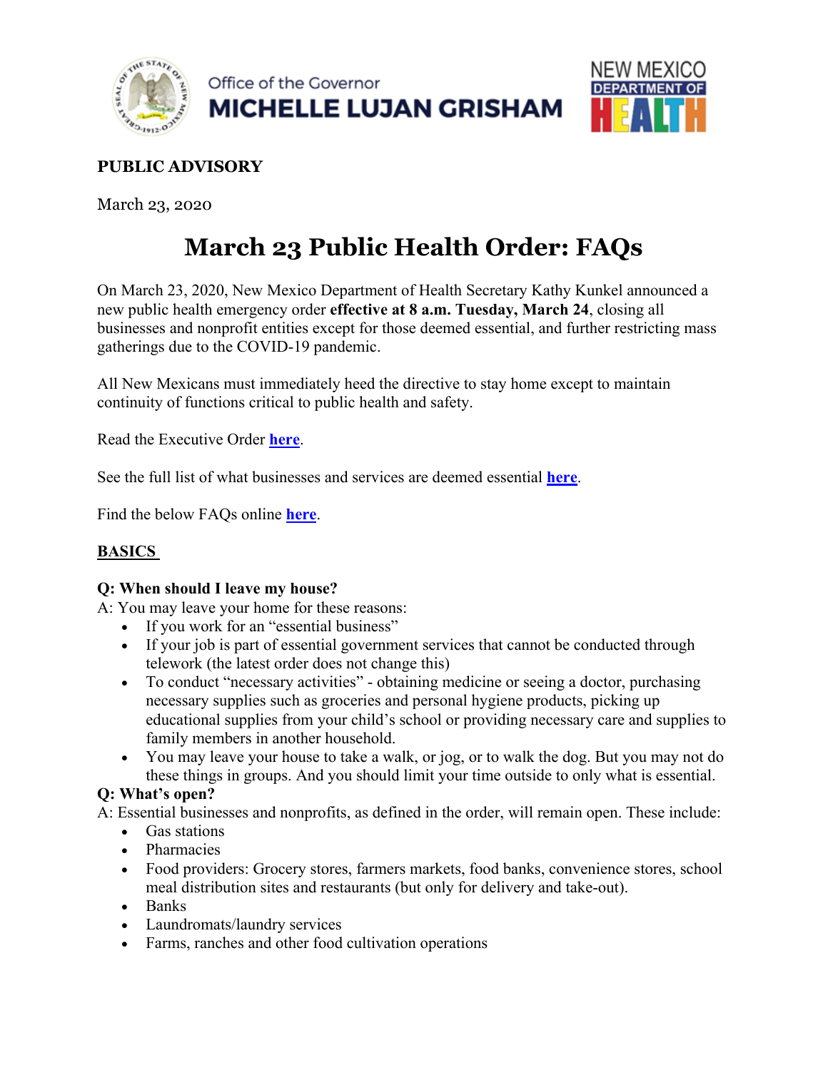Office of the Governor
**MICHELLE LUJAN GRISHAM**

NEW MEXICO DEPARTMENT OF HEALTH

**PUBLIC ADVISORY**

March 23, 2020

# March 23 Public Health Order: FAQs

On March 23, 2020, New Mexico Department of Health Secretary Kathy Kunkel announced a new public health emergency order **effective at 8 a.m. Tuesday, March 24**, closing all businesses and nonprofit entities except for those deemed essential, and further restricting mass gatherings due to the COVID-19 pandemic.

All New Mexicans must immediately heed the directive to stay home except to maintain continuity of functions critical to public health and safety.

Read the Executive Order **here**.

See the full list of what businesses and services are deemed essential **here**.

Find the below FAQs online **here**.

## BASICS

**Q: When should I leave my house?**
A: You may leave your home for these reasons:

- If you work for an "essential business"
- If your job is part of essential government services that cannot be conducted through telework (the latest order does not change this)
- To conduct "necessary activities" - obtaining medicine or seeing a doctor, purchasing necessary supplies such as groceries and personal hygiene products, picking up educational supplies from your child's school or providing necessary care and supplies to family members in another household.
- You may leave your house to take a walk, or jog, or to walk the dog. But you may not do these things in groups. And you should limit your time outside to only what is essential.

**Q: What's open?**
A: Essential businesses and nonprofits, as defined in the order, will remain open. These include:

- Gas stations
- Pharmacies
- Food providers: Grocery stores, farmers markets, food banks, convenience stores, school meal distribution sites and restaurants (but only for delivery and take-out).
- Banks
- Laundromats/laundry services
- Farms, ranches and other food cultivation operations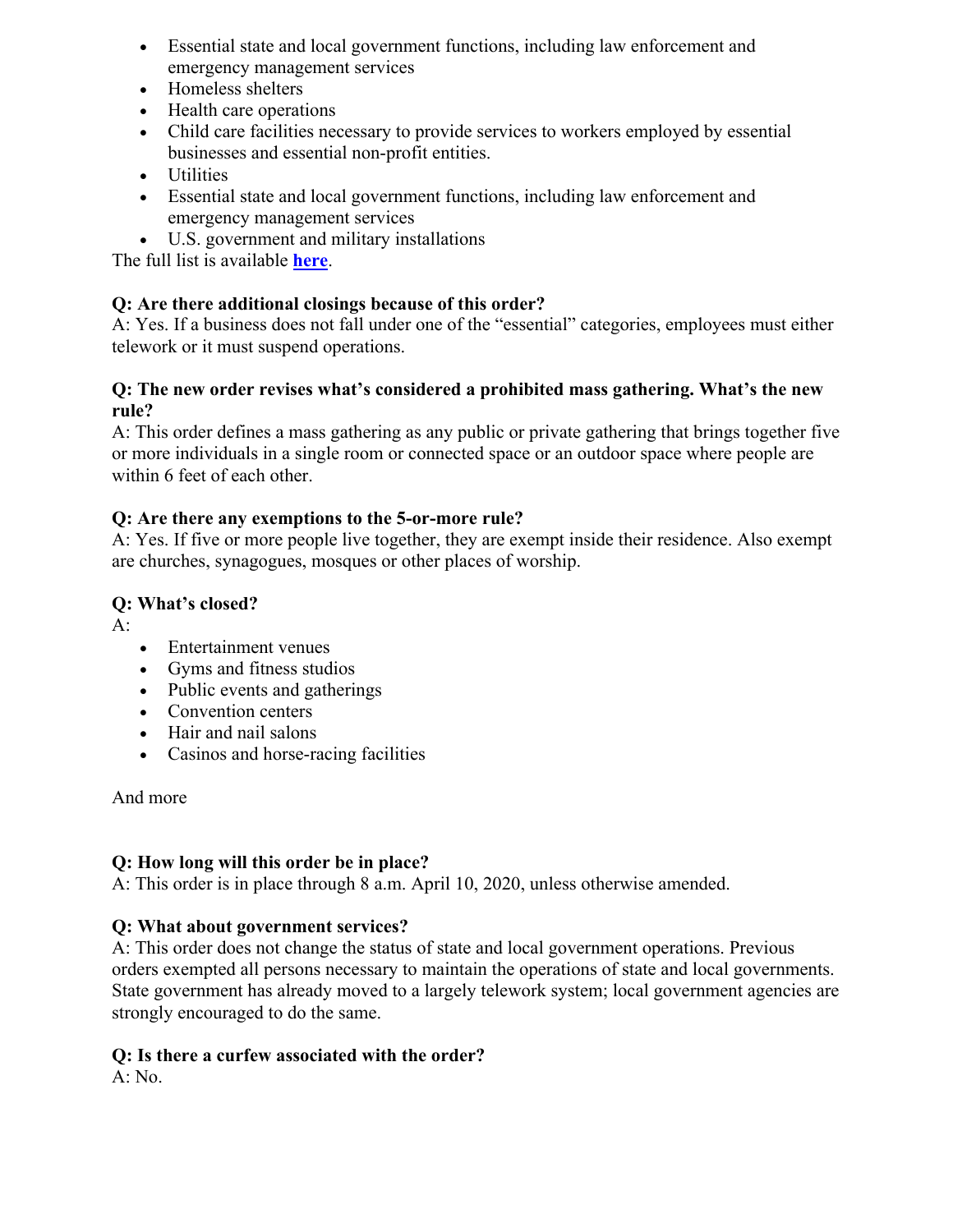- Essential state and local government functions, including law enforcement and emergency management services
- Homeless shelters
- Health care operations
- Child care facilities necessary to provide services to workers employed by essential businesses and essential non-profit entities.
- Utilities
- Essential state and local government functions, including law enforcement and emergency management services
- U.S. government and military installations

The full list is available **here**.

**Q: Are there additional closings because of this order?**
A: Yes. If a business does not fall under one of the "essential" categories, employees must either telework or it must suspend operations.

**Q: The new order revises what's considered a prohibited mass gathering. What's the new rule?**
A: This order defines a mass gathering as any public or private gathering that brings together five or more individuals in a single room or connected space or an outdoor space where people are within 6 feet of each other.

**Q: Are there any exemptions to the 5-or-more rule?**
A: Yes. If five or more people live together, they are exempt inside their residence. Also exempt are churches, synagogues, mosques or other places of worship.

**Q: What's closed?**
A:

- Entertainment venues
- Gyms and fitness studios
- Public events and gatherings
- Convention centers
- Hair and nail salons
- Casinos and horse-racing facilities

And more

**Q: How long will this order be in place?**
A: This order is in place through 8 a.m. April 10, 2020, unless otherwise amended.

**Q: What about government services?**
A: This order does not change the status of state and local government operations. Previous orders exempted all persons necessary to maintain the operations of state and local governments. State government has already moved to a largely telework system; local government agencies are strongly encouraged to do the same.

**Q: Is there a curfew associated with the order?**
A: No.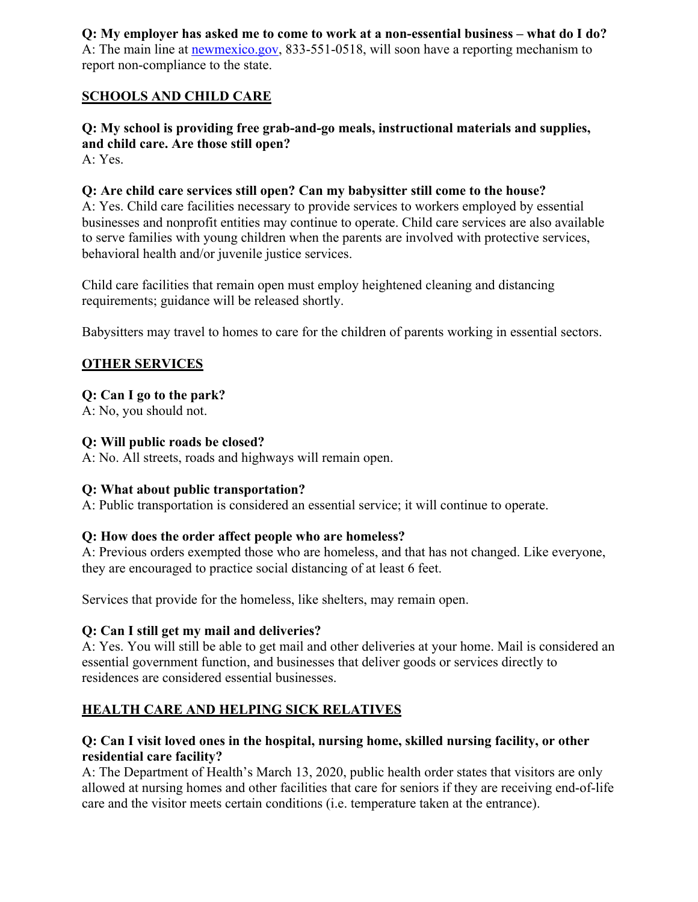**Q: My employer has asked me to come to work at a non-essential business – what do I do?**
A: The main line at [newmexico.gov](newmexico.gov), 833-551-0518, will soon have a reporting mechanism to report non-compliance to the state.

## SCHOOLS AND CHILD CARE

**Q: My school is providing free grab-and-go meals, instructional materials and supplies, and child care. Are those still open?**
A: Yes.

**Q: Are child care services still open? Can my babysitter still come to the house?**
A: Yes. Child care facilities necessary to provide services to workers employed by essential businesses and nonprofit entities may continue to operate. Child care services are also available to serve families with young children when the parents are involved with protective services, behavioral health and/or juvenile justice services.

Child care facilities that remain open must employ heightened cleaning and distancing requirements; guidance will be released shortly.

Babysitters may travel to homes to care for the children of parents working in essential sectors.

## OTHER SERVICES

**Q: Can I go to the park?**
A: No, you should not.

**Q: Will public roads be closed?**
A: No. All streets, roads and highways will remain open.

**Q: What about public transportation?**
A: Public transportation is considered an essential service; it will continue to operate.

**Q: How does the order affect people who are homeless?**
A: Previous orders exempted those who are homeless, and that has not changed. Like everyone, they are encouraged to practice social distancing of at least 6 feet.

Services that provide for the homeless, like shelters, may remain open.

**Q: Can I still get my mail and deliveries?**
A: Yes. You will still be able to get mail and other deliveries at your home. Mail is considered an essential government function, and businesses that deliver goods or services directly to residences are considered essential businesses.

## HEALTH CARE AND HELPING SICK RELATIVES

**Q: Can I visit loved ones in the hospital, nursing home, skilled nursing facility, or other residential care facility?**
A: The Department of Health's March 13, 2020, public health order states that visitors are only allowed at nursing homes and other facilities that care for seniors if they are receiving end-of-life care and the visitor meets certain conditions (i.e. temperature taken at the entrance).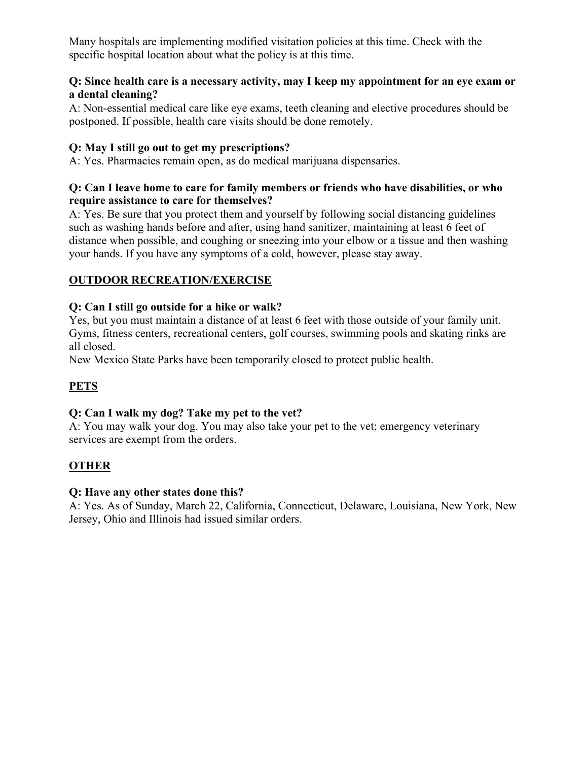Many hospitals are implementing modified visitation policies at this time. Check with the specific hospital location about what the policy is at this time.

**Q: Since health care is a necessary activity, may I keep my appointment for an eye exam or a dental cleaning?**

A: Non-essential medical care like eye exams, teeth cleaning and elective procedures should be postponed. If possible, health care visits should be done remotely.

**Q: May I still go out to get my prescriptions?**

A: Yes. Pharmacies remain open, as do medical marijuana dispensaries.

**Q: Can I leave home to care for family members or friends who have disabilities, or who require assistance to care for themselves?**

A: Yes. Be sure that you protect them and yourself by following social distancing guidelines such as washing hands before and after, using hand sanitizer, maintaining at least 6 feet of distance when possible, and coughing or sneezing into your elbow or a tissue and then washing your hands. If you have any symptoms of a cold, however, please stay away.

## <u>OUTDOOR RECREATION/EXERCISE</u>

**Q: Can I still go outside for a hike or walk?**

Yes, but you must maintain a distance of at least 6 feet with those outside of your family unit. Gyms, fitness centers, recreational centers, golf courses, swimming pools and skating rinks are all closed.

New Mexico State Parks have been temporarily closed to protect public health.

## <u>PETS</u>

**Q: Can I walk my dog? Take my pet to the vet?**

A: You may walk your dog. You may also take your pet to the vet; emergency veterinary services are exempt from the orders.

## <u>OTHER</u>

**Q: Have any other states done this?**

A: Yes. As of Sunday, March 22, California, Connecticut, Delaware, Louisiana, New York, New Jersey, Ohio and Illinois had issued similar orders.